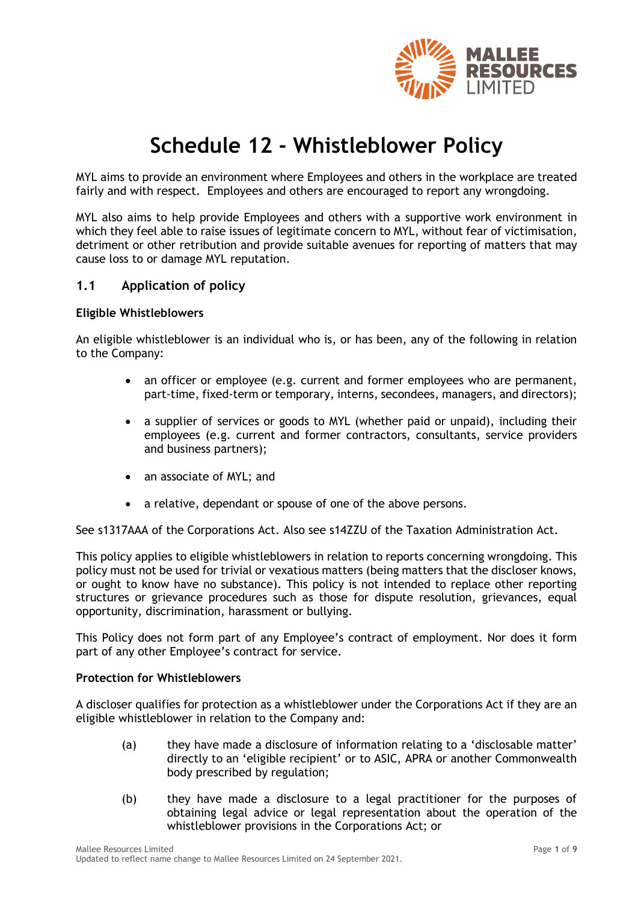# Schedule 12 - Whistleblower Policy

MYL aims to provide an environment where Employees and others in the workplace are treated fairly and with respect. Employees and others are encouraged to report any wrongdoing.

MYL also aims to help provide Employees and others with a supportive work environment in which they feel able to raise issues of legitimate concern to MYL, without fear of victimisation, detriment or other retribution and provide suitable avenues for reporting of matters that may cause loss to or damage MYL reputation.

## 1.1 Application of policy

**Eligible Whistleblowers**

An eligible whistleblower is an individual who is, or has been, any of the following in relation to the Company:

- an officer or employee (e.g. current and former employees who are permanent, part-time, fixed-term or temporary, interns, secondees, managers, and directors);
- a supplier of services or goods to MYL (whether paid or unpaid), including their employees (e.g. current and former contractors, consultants, service providers and business partners);
- an associate of MYL; and
- a relative, dependant or spouse of one of the above persons.

See s1317AAA of the Corporations Act. Also see s14ZZU of the Taxation Administration Act.

This policy applies to eligible whistleblowers in relation to reports concerning wrongdoing. This policy must not be used for trivial or vexatious matters (being matters that the discloser knows, or ought to know have no substance). This policy is not intended to replace other reporting structures or grievance procedures such as those for dispute resolution, grievances, equal opportunity, discrimination, harassment or bullying.

This Policy does not form part of any Employee's contract of employment. Nor does it form part of any other Employee's contract for service.

**Protection for Whistleblowers**

A discloser qualifies for protection as a whistleblower under the Corporations Act if they are an eligible whistleblower in relation to the Company and:

(a) they have made a disclosure of information relating to a 'disclosable matter' directly to an 'eligible recipient' or to ASIC, APRA or another Commonwealth body prescribed by regulation;

(b) they have made a disclosure to a legal practitioner for the purposes of obtaining legal advice or legal representation about the operation of the whistleblower provisions in the Corporations Act; or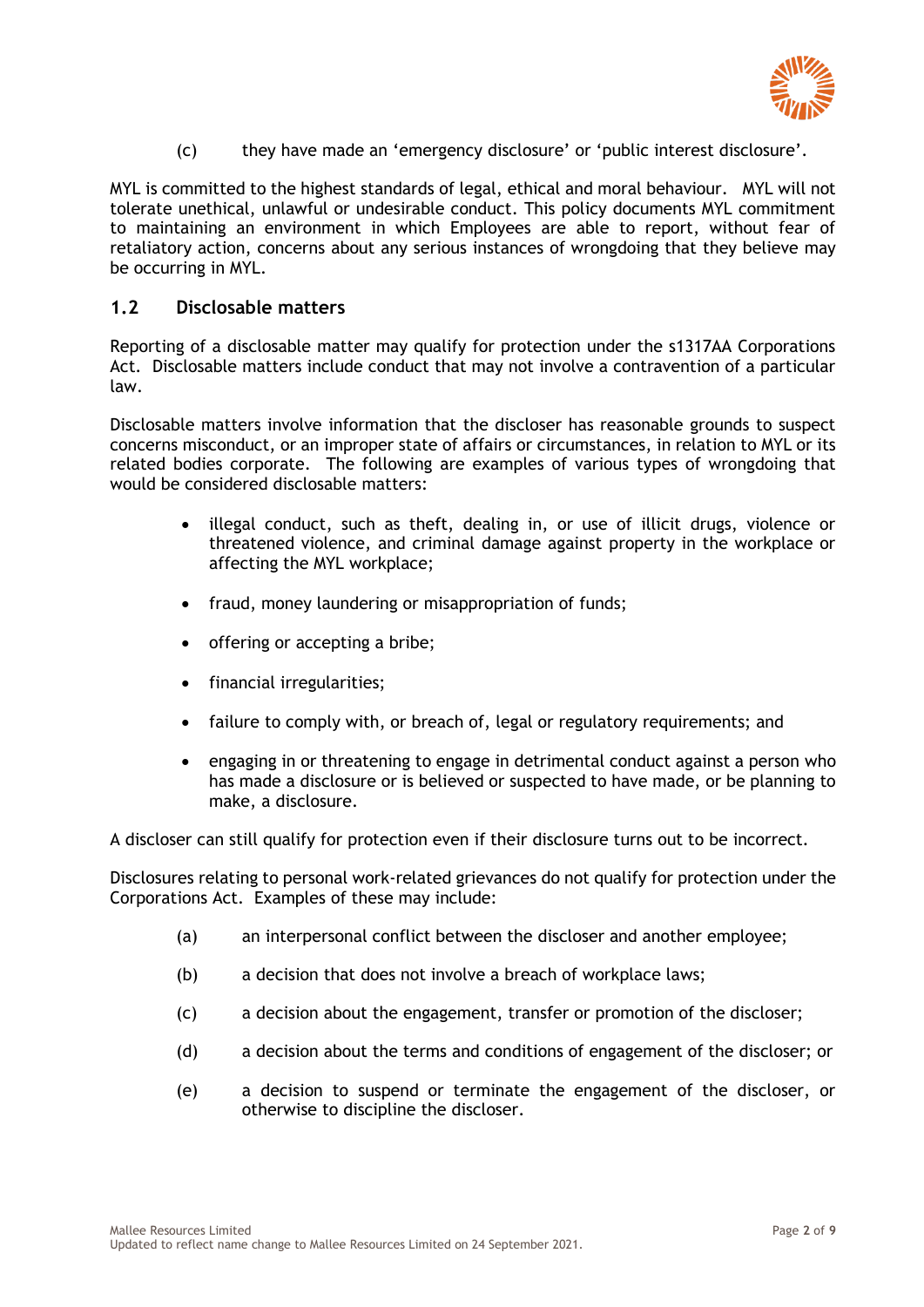(c) they have made an 'emergency disclosure' or 'public interest disclosure'.

MYL is committed to the highest standards of legal, ethical and moral behaviour. MYL will not tolerate unethical, unlawful or undesirable conduct. This policy documents MYL commitment to maintaining an environment in which Employees are able to report, without fear of retaliatory action, concerns about any serious instances of wrongdoing that they believe may be occurring in MYL.

## 1.2 Disclosable matters

Reporting of a disclosable matter may qualify for protection under the s1317AA Corporations Act. Disclosable matters include conduct that may not involve a contravention of a particular law.

Disclosable matters involve information that the discloser has reasonable grounds to suspect concerns misconduct, or an improper state of affairs or circumstances, in relation to MYL or its related bodies corporate. The following are examples of various types of wrongdoing that would be considered disclosable matters:

- illegal conduct, such as theft, dealing in, or use of illicit drugs, violence or threatened violence, and criminal damage against property in the workplace or affecting the MYL workplace;
- fraud, money laundering or misappropriation of funds;
- offering or accepting a bribe;
- financial irregularities;
- failure to comply with, or breach of, legal or regulatory requirements; and
- engaging in or threatening to engage in detrimental conduct against a person who has made a disclosure or is believed or suspected to have made, or be planning to make, a disclosure.

A discloser can still qualify for protection even if their disclosure turns out to be incorrect.

Disclosures relating to personal work-related grievances do not qualify for protection under the Corporations Act. Examples of these may include:

(a) an interpersonal conflict between the discloser and another employee;

(b) a decision that does not involve a breach of workplace laws;

(c) a decision about the engagement, transfer or promotion of the discloser;

(d) a decision about the terms and conditions of engagement of the discloser; or

(e) a decision to suspend or terminate the engagement of the discloser, or otherwise to discipline the discloser.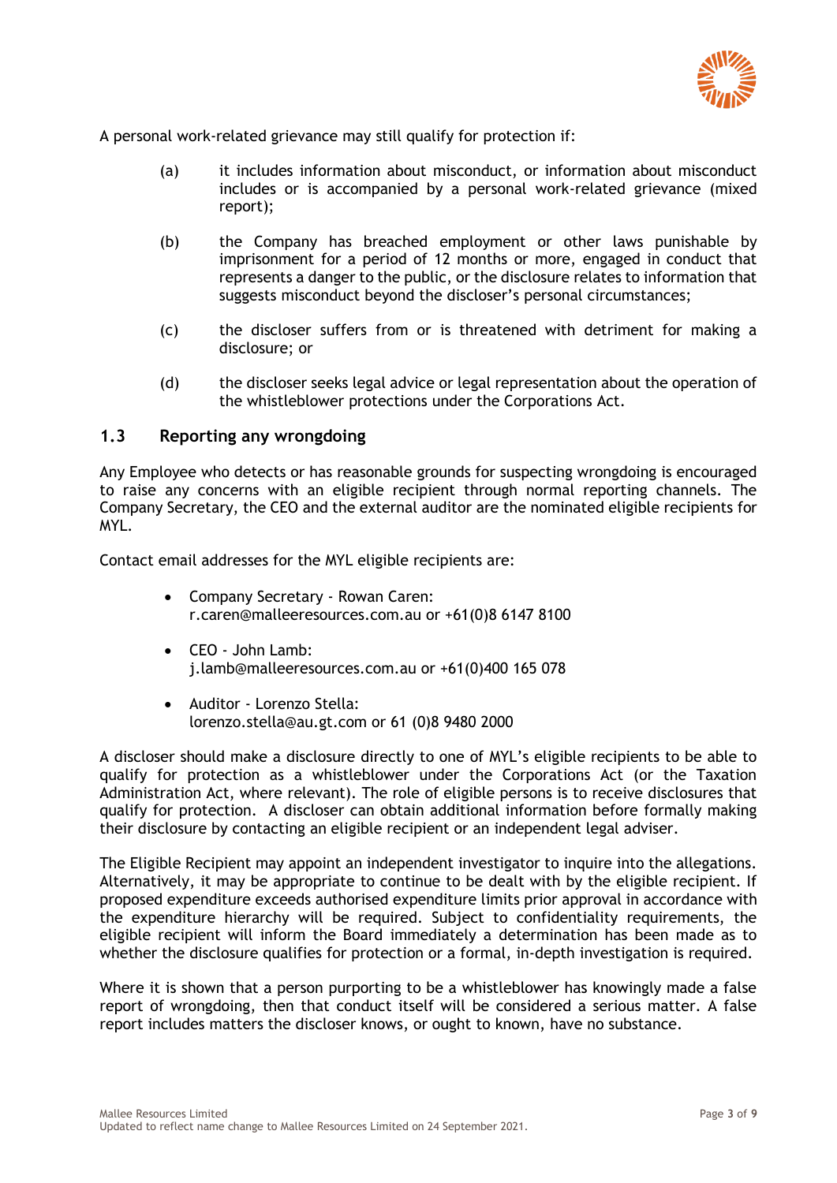A personal work-related grievance may still qualify for protection if:

(a) it includes information about misconduct, or information about misconduct includes or is accompanied by a personal work-related grievance (mixed report);

(b) the Company has breached employment or other laws punishable by imprisonment for a period of 12 months or more, engaged in conduct that represents a danger to the public, or the disclosure relates to information that suggests misconduct beyond the discloser's personal circumstances;

(c) the discloser suffers from or is threatened with detriment for making a disclosure; or

(d) the discloser seeks legal advice or legal representation about the operation of the whistleblower protections under the Corporations Act.

## 1.3 Reporting any wrongdoing

Any Employee who detects or has reasonable grounds for suspecting wrongdoing is encouraged to raise any concerns with an eligible recipient through normal reporting channels. The Company Secretary, the CEO and the external auditor are the nominated eligible recipients for MYL.

Contact email addresses for the MYL eligible recipients are:

- Company Secretary - Rowan Caren:
  r.caren@malleeresources.com.au or +61(0)8 6147 8100
- CEO - John Lamb:
  j.lamb@malleeresources.com.au or +61(0)400 165 078
- Auditor - Lorenzo Stella:
  lorenzo.stella@au.gt.com or 61 (0)8 9480 2000

A discloser should make a disclosure directly to one of MYL's eligible recipients to be able to qualify for protection as a whistleblower under the Corporations Act (or the Taxation Administration Act, where relevant). The role of eligible persons is to receive disclosures that qualify for protection. A discloser can obtain additional information before formally making their disclosure by contacting an eligible recipient or an independent legal adviser.

The Eligible Recipient may appoint an independent investigator to inquire into the allegations. Alternatively, it may be appropriate to continue to be dealt with by the eligible recipient. If proposed expenditure exceeds authorised expenditure limits prior approval in accordance with the expenditure hierarchy will be required. Subject to confidentiality requirements, the eligible recipient will inform the Board immediately a determination has been made as to whether the disclosure qualifies for protection or a formal, in-depth investigation is required.

Where it is shown that a person purporting to be a whistleblower has knowingly made a false report of wrongdoing, then that conduct itself will be considered a serious matter. A false report includes matters the discloser knows, or ought to known, have no substance.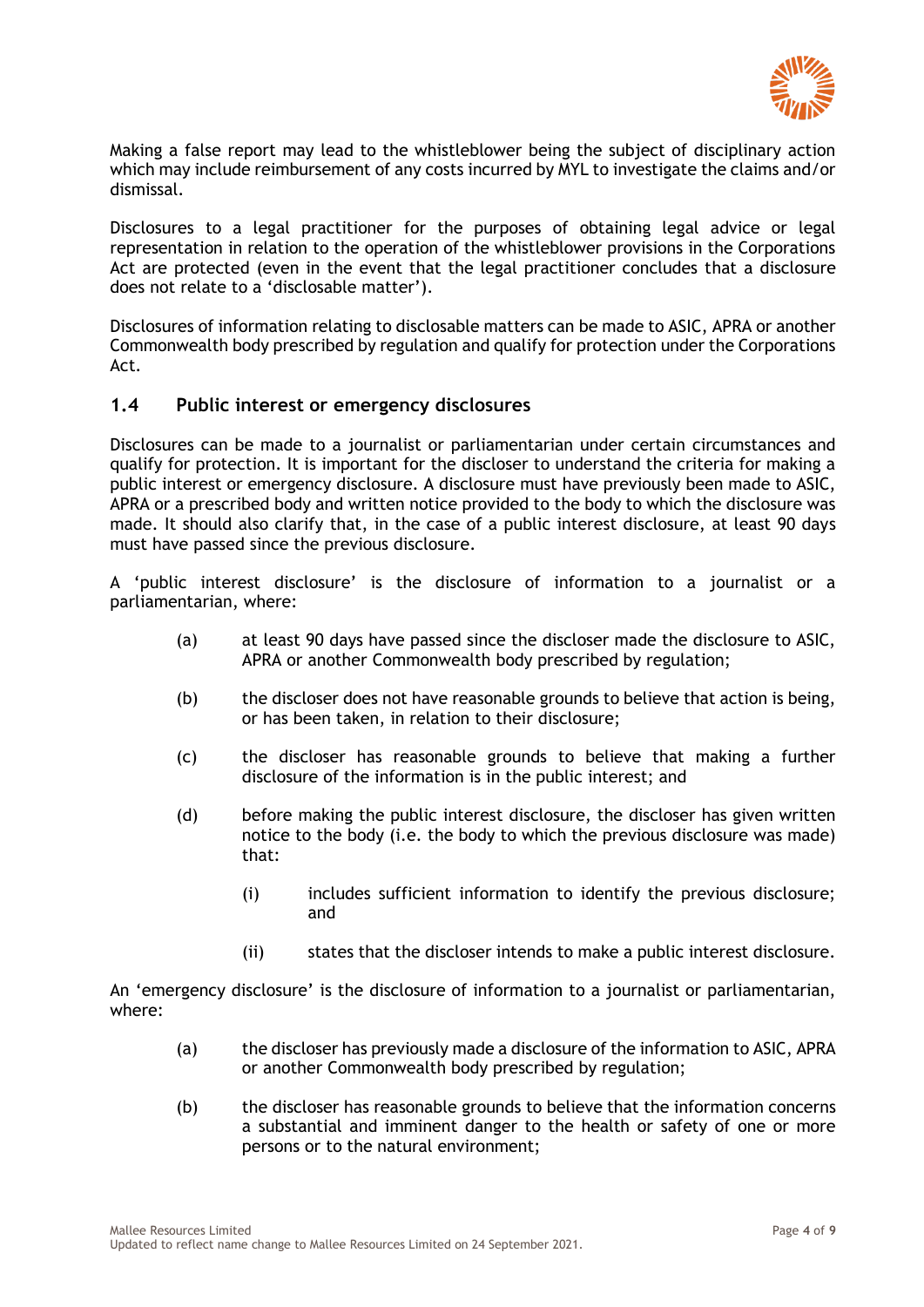Making a false report may lead to the whistleblower being the subject of disciplinary action which may include reimbursement of any costs incurred by MYL to investigate the claims and/or dismissal.

Disclosures to a legal practitioner for the purposes of obtaining legal advice or legal representation in relation to the operation of the whistleblower provisions in the Corporations Act are protected (even in the event that the legal practitioner concludes that a disclosure does not relate to a 'disclosable matter').

Disclosures of information relating to disclosable matters can be made to ASIC, APRA or another Commonwealth body prescribed by regulation and qualify for protection under the Corporations Act.

## 1.4 Public interest or emergency disclosures

Disclosures can be made to a journalist or parliamentarian under certain circumstances and qualify for protection. It is important for the discloser to understand the criteria for making a public interest or emergency disclosure. A disclosure must have previously been made to ASIC, APRA or a prescribed body and written notice provided to the body to which the disclosure was made. It should also clarify that, in the case of a public interest disclosure, at least 90 days must have passed since the previous disclosure.

A 'public interest disclosure' is the disclosure of information to a journalist or a parliamentarian, where:

(a) at least 90 days have passed since the discloser made the disclosure to ASIC, APRA or another Commonwealth body prescribed by regulation;

(b) the discloser does not have reasonable grounds to believe that action is being, or has been taken, in relation to their disclosure;

(c) the discloser has reasonable grounds to believe that making a further disclosure of the information is in the public interest; and

(d) before making the public interest disclosure, the discloser has given written notice to the body (i.e. the body to which the previous disclosure was made) that:

    (i) includes sufficient information to identify the previous disclosure; and

    (ii) states that the discloser intends to make a public interest disclosure.

An 'emergency disclosure' is the disclosure of information to a journalist or parliamentarian, where:

(a) the discloser has previously made a disclosure of the information to ASIC, APRA or another Commonwealth body prescribed by regulation;

(b) the discloser has reasonable grounds to believe that the information concerns a substantial and imminent danger to the health or safety of one or more persons or to the natural environment;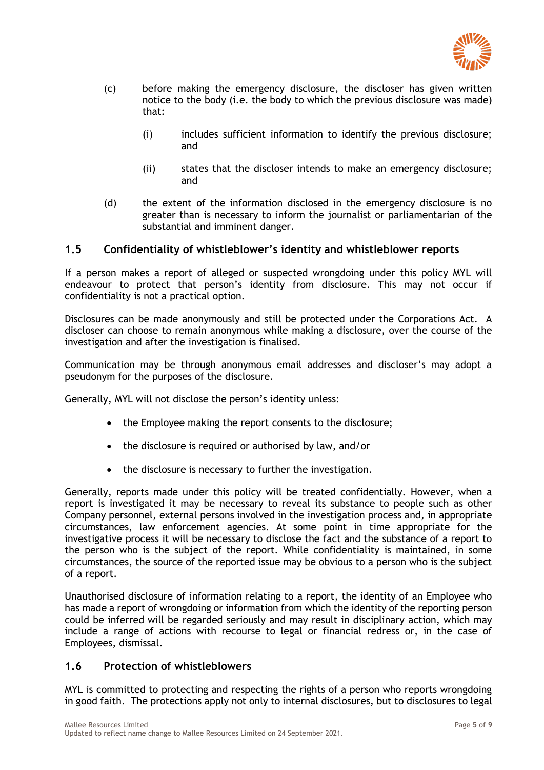(c) before making the emergency disclosure, the discloser has given written notice to the body (i.e. the body to which the previous disclosure was made) that:

   (i) includes sufficient information to identify the previous disclosure; and

   (ii) states that the discloser intends to make an emergency disclosure; and

(d) the extent of the information disclosed in the emergency disclosure is no greater than is necessary to inform the journalist or parliamentarian of the substantial and imminent danger.

## 1.5 Confidentiality of whistleblower's identity and whistleblower reports

If a person makes a report of alleged or suspected wrongdoing under this policy MYL will endeavour to protect that person's identity from disclosure. This may not occur if confidentiality is not a practical option.

Disclosures can be made anonymously and still be protected under the Corporations Act. A discloser can choose to remain anonymous while making a disclosure, over the course of the investigation and after the investigation is finalised.

Communication may be through anonymous email addresses and discloser's may adopt a pseudonym for the purposes of the disclosure.

Generally, MYL will not disclose the person's identity unless:

- the Employee making the report consents to the disclosure;
- the disclosure is required or authorised by law, and/or
- the disclosure is necessary to further the investigation.

Generally, reports made under this policy will be treated confidentially. However, when a report is investigated it may be necessary to reveal its substance to people such as other Company personnel, external persons involved in the investigation process and, in appropriate circumstances, law enforcement agencies. At some point in time appropriate for the investigative process it will be necessary to disclose the fact and the substance of a report to the person who is the subject of the report. While confidentiality is maintained, in some circumstances, the source of the reported issue may be obvious to a person who is the subject of a report.

Unauthorised disclosure of information relating to a report, the identity of an Employee who has made a report of wrongdoing or information from which the identity of the reporting person could be inferred will be regarded seriously and may result in disciplinary action, which may include a range of actions with recourse to legal or financial redress or, in the case of Employees, dismissal.

## 1.6 Protection of whistleblowers

MYL is committed to protecting and respecting the rights of a person who reports wrongdoing in good faith. The protections apply not only to internal disclosures, but to disclosures to legal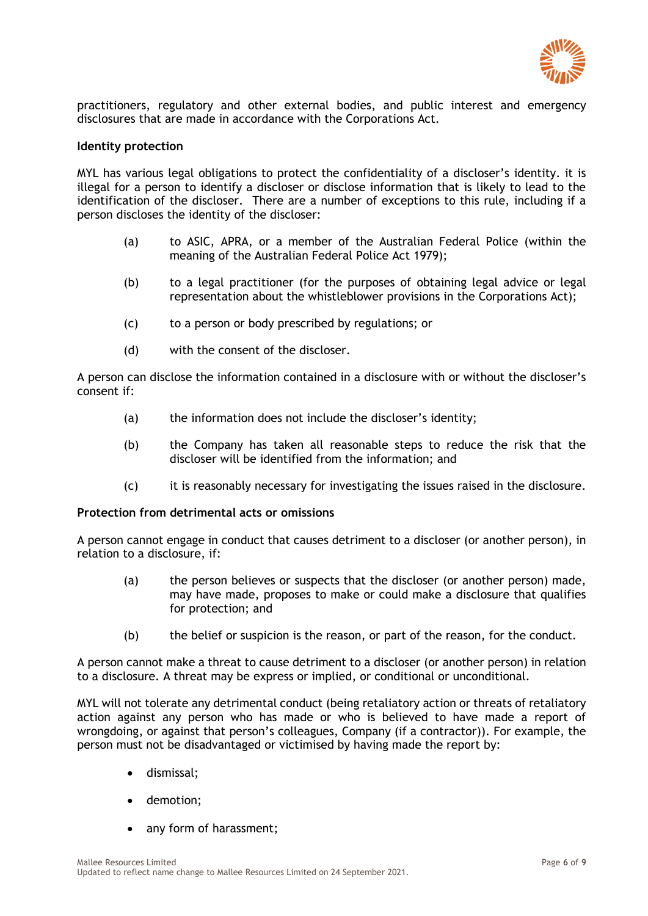practitioners, regulatory and other external bodies, and public interest and emergency disclosures that are made in accordance with the Corporations Act.

**Identity protection**

MYL has various legal obligations to protect the confidentiality of a discloser's identity. it is illegal for a person to identify a discloser or disclose information that is likely to lead to the identification of the discloser. There are a number of exceptions to this rule, including if a person discloses the identity of the discloser:

(a) to ASIC, APRA, or a member of the Australian Federal Police (within the meaning of the Australian Federal Police Act 1979);

(b) to a legal practitioner (for the purposes of obtaining legal advice or legal representation about the whistleblower provisions in the Corporations Act);

(c) to a person or body prescribed by regulations; or

(d) with the consent of the discloser.

A person can disclose the information contained in a disclosure with or without the discloser's consent if:

(a) the information does not include the discloser's identity;

(b) the Company has taken all reasonable steps to reduce the risk that the discloser will be identified from the information; and

(c) it is reasonably necessary for investigating the issues raised in the disclosure.

**Protection from detrimental acts or omissions**

A person cannot engage in conduct that causes detriment to a discloser (or another person), in relation to a disclosure, if:

(a) the person believes or suspects that the discloser (or another person) made, may have made, proposes to make or could make a disclosure that qualifies for protection; and

(b) the belief or suspicion is the reason, or part of the reason, for the conduct.

A person cannot make a threat to cause detriment to a discloser (or another person) in relation to a disclosure. A threat may be express or implied, or conditional or unconditional.

MYL will not tolerate any detrimental conduct (being retaliatory action or threats of retaliatory action against any person who has made or who is believed to have made a report of wrongdoing, or against that person's colleagues, Company (if a contractor)). For example, the person must not be disadvantaged or victimised by having made the report by:

- dismissal;
- demotion;
- any form of harassment;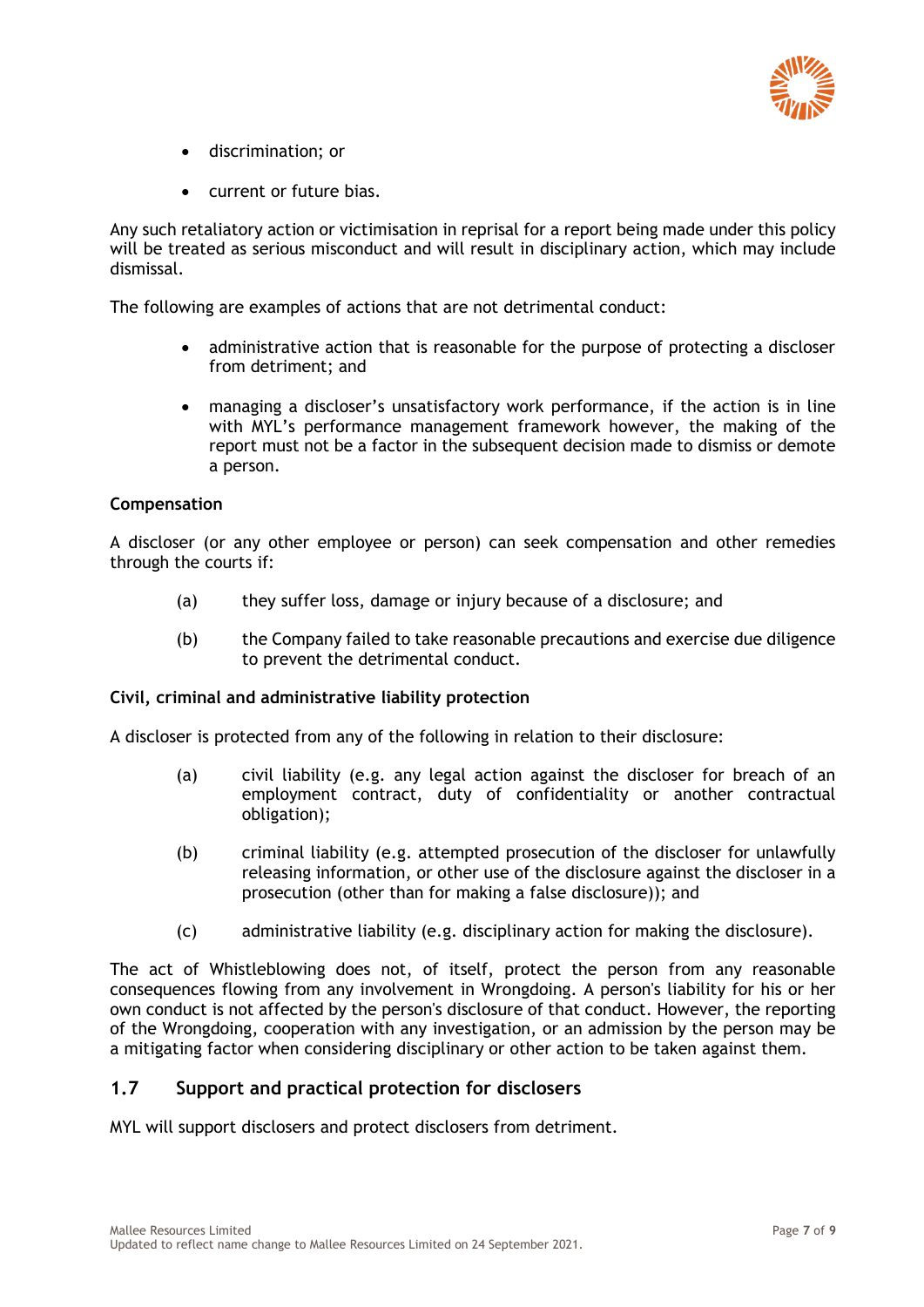- discrimination; or
- current or future bias.

Any such retaliatory action or victimisation in reprisal for a report being made under this policy will be treated as serious misconduct and will result in disciplinary action, which may include dismissal.

The following are examples of actions that are not detrimental conduct:

- administrative action that is reasonable for the purpose of protecting a discloser from detriment; and
- managing a discloser's unsatisfactory work performance, if the action is in line with MYL's performance management framework however, the making of the report must not be a factor in the subsequent decision made to dismiss or demote a person.

**Compensation**

A discloser (or any other employee or person) can seek compensation and other remedies through the courts if:

(a) they suffer loss, damage or injury because of a disclosure; and

(b) the Company failed to take reasonable precautions and exercise due diligence to prevent the detrimental conduct.

**Civil, criminal and administrative liability protection**

A discloser is protected from any of the following in relation to their disclosure:

(a) civil liability (e.g. any legal action against the discloser for breach of an employment contract, duty of confidentiality or another contractual obligation);

(b) criminal liability (e.g. attempted prosecution of the discloser for unlawfully releasing information, or other use of the disclosure against the discloser in a prosecution (other than for making a false disclosure)); and

(c) administrative liability (e.g. disciplinary action for making the disclosure).

The act of Whistleblowing does not, of itself, protect the person from any reasonable consequences flowing from any involvement in Wrongdoing. A person's liability for his or her own conduct is not affected by the person's disclosure of that conduct. However, the reporting of the Wrongdoing, cooperation with any investigation, or an admission by the person may be a mitigating factor when considering disciplinary or other action to be taken against them.

## 1.7 Support and practical protection for disclosers

MYL will support disclosers and protect disclosers from detriment.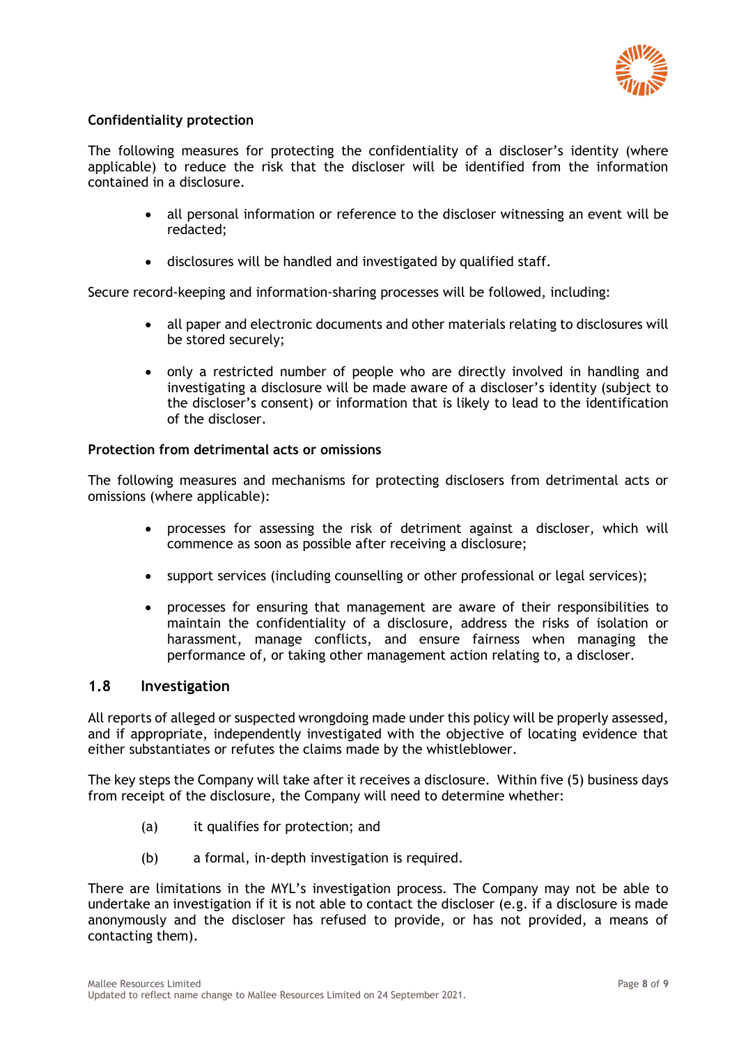**Confidentiality protection**

The following measures for protecting the confidentiality of a discloser's identity (where applicable) to reduce the risk that the discloser will be identified from the information contained in a disclosure.

- all personal information or reference to the discloser witnessing an event will be redacted;
- disclosures will be handled and investigated by qualified staff.

Secure record-keeping and information-sharing processes will be followed, including:

- all paper and electronic documents and other materials relating to disclosures will be stored securely;
- only a restricted number of people who are directly involved in handling and investigating a disclosure will be made aware of a discloser's identity (subject to the discloser's consent) or information that is likely to lead to the identification of the discloser.

**Protection from detrimental acts or omissions**

The following measures and mechanisms for protecting disclosers from detrimental acts or omissions (where applicable):

- processes for assessing the risk of detriment against a discloser, which will commence as soon as possible after receiving a disclosure;
- support services (including counselling or other professional or legal services);
- processes for ensuring that management are aware of their responsibilities to maintain the confidentiality of a disclosure, address the risks of isolation or harassment, manage conflicts, and ensure fairness when managing the performance of, or taking other management action relating to, a discloser.

## 1.8 Investigation

All reports of alleged or suspected wrongdoing made under this policy will be properly assessed, and if appropriate, independently investigated with the objective of locating evidence that either substantiates or refutes the claims made by the whistleblower.

The key steps the Company will take after it receives a disclosure. Within five (5) business days from receipt of the disclosure, the Company will need to determine whether:

(a) it qualifies for protection; and

(b) a formal, in-depth investigation is required.

There are limitations in the MYL's investigation process. The Company may not be able to undertake an investigation if it is not able to contact the discloser (e.g. if a disclosure is made anonymously and the discloser has refused to provide, or has not provided, a means of contacting them).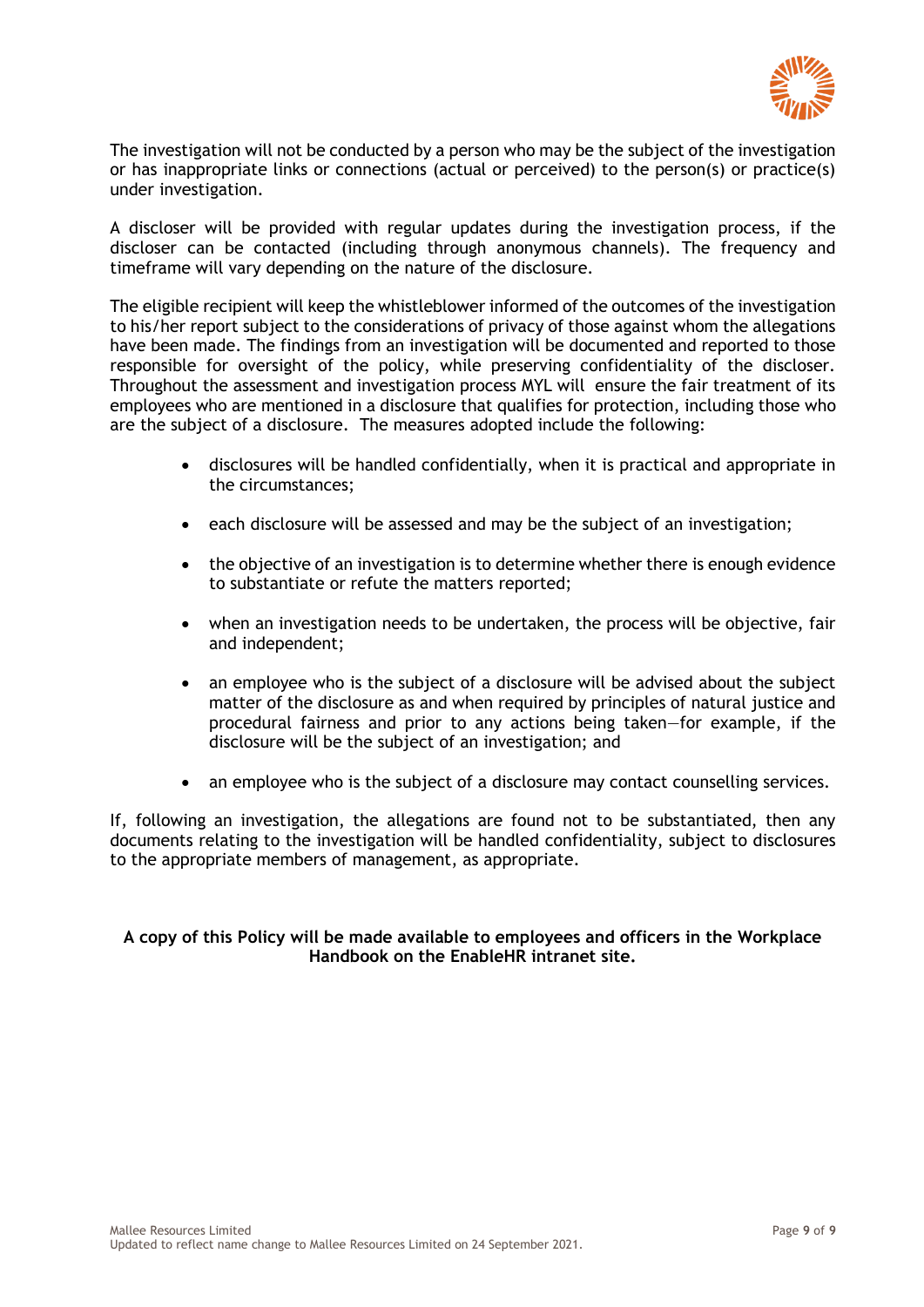The investigation will not be conducted by a person who may be the subject of the investigation or has inappropriate links or connections (actual or perceived) to the person(s) or practice(s) under investigation.

A discloser will be provided with regular updates during the investigation process, if the discloser can be contacted (including through anonymous channels). The frequency and timeframe will vary depending on the nature of the disclosure.

The eligible recipient will keep the whistleblower informed of the outcomes of the investigation to his/her report subject to the considerations of privacy of those against whom the allegations have been made. The findings from an investigation will be documented and reported to those responsible for oversight of the policy, while preserving confidentiality of the discloser. Throughout the assessment and investigation process MYL will ensure the fair treatment of its employees who are mentioned in a disclosure that qualifies for protection, including those who are the subject of a disclosure. The measures adopted include the following:

- disclosures will be handled confidentially, when it is practical and appropriate in the circumstances;
- each disclosure will be assessed and may be the subject of an investigation;
- the objective of an investigation is to determine whether there is enough evidence to substantiate or refute the matters reported;
- when an investigation needs to be undertaken, the process will be objective, fair and independent;
- an employee who is the subject of a disclosure will be advised about the subject matter of the disclosure as and when required by principles of natural justice and procedural fairness and prior to any actions being taken—for example, if the disclosure will be the subject of an investigation; and
- an employee who is the subject of a disclosure may contact counselling services.

If, following an investigation, the allegations are found not to be substantiated, then any documents relating to the investigation will be handled confidentiality, subject to disclosures to the appropriate members of management, as appropriate.

**A copy of this Policy will be made available to employees and officers in the Workplace Handbook on the EnableHR intranet site.**

Mallee Resources Limited
Updated to reflect name change to Mallee Resources Limited on 24 September 2021.